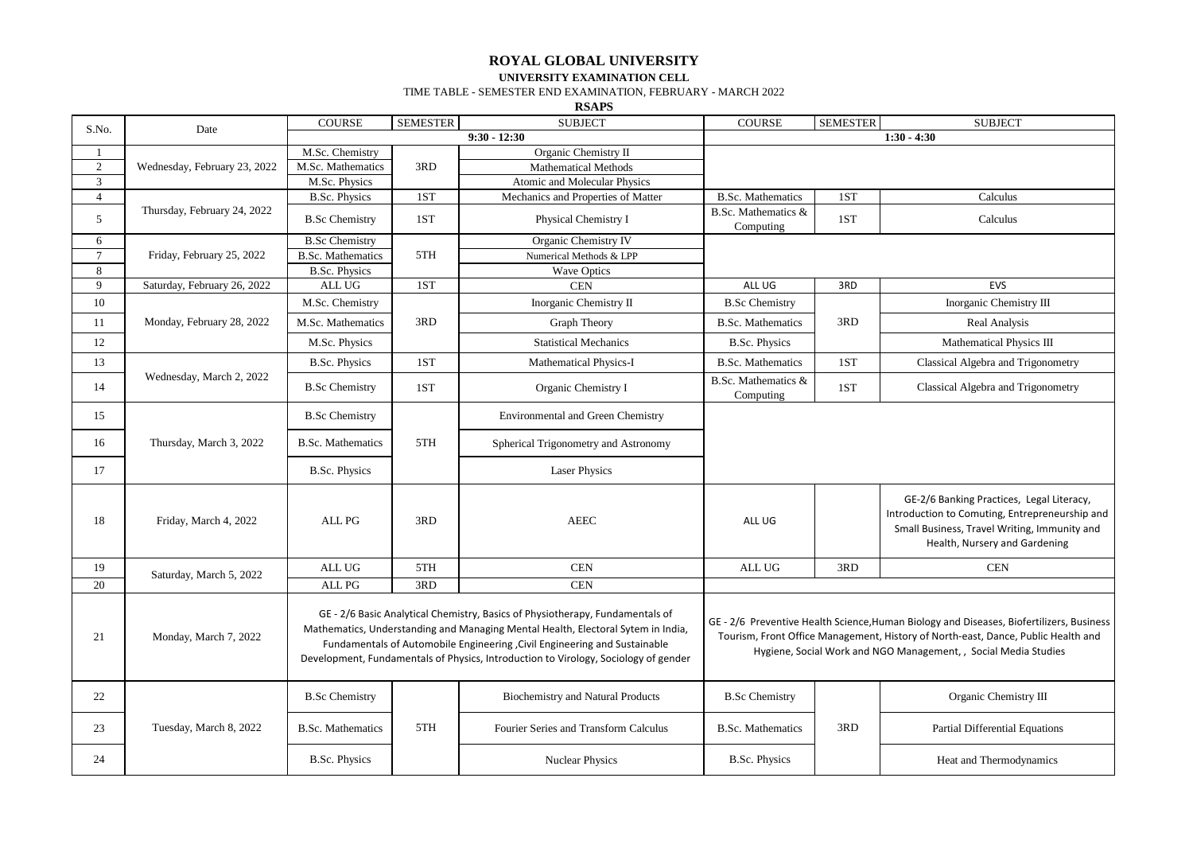# ROYAL GLOBAL UNIVERSITY

## UNIVERSITY EXAMINATION CELL

TIME TABLE - SEMESTER END EXAMINATION, FEBRUARY - MARCH 2022

**RSAPS**

| S.No. | Date | COURSE | SEMESTER | SUBJECT | COURSE | SEMESTER | SUBJECT |
|---|---|---|---|---|---|---|---|
| | | 9:30 - 12:30 | | | 1:30 - 4:30 | | |
| 1 | Wednesday, February 23, 2022 | M.Sc. Chemistry | 3RD | Organic Chemistry II | | | |
| 2 | | M.Sc. Mathematics | | Mathematical Methods | | | |
| 3 | | M.Sc. Physics | | Atomic and Molecular Physics | | | |
| 4 | Thursday, February 24, 2022 | B.Sc. Physics | 1ST | Mechanics and Properties of Matter | B.Sc. Mathematics | 1ST | Calculus |
| 5 | | B.Sc Chemistry | 1ST | Physical Chemistry I | B.Sc. Mathematics & Computing | 1ST | Calculus |
| 6 | Friday, February 25, 2022 | B.Sc Chemistry | 5TH | Organic Chemistry IV | | | |
| 7 | | B.Sc. Mathematics | | Numerical Methods & LPP | | | |
| 8 | | B.Sc. Physics | | Wave Optics | | | |
| 9 | Saturday, February 26, 2022 | ALL UG | 1ST | CEN | ALL UG | 3RD | EVS |
| 10 | Monday, February 28, 2022 | M.Sc. Chemistry | 3RD | Inorganic Chemistry II | B.Sc Chemistry | 3RD | Inorganic Chemistry III |
| 11 | | M.Sc. Mathematics | | Graph Theory | B.Sc. Mathematics | | Real Analysis |
| 12 | | M.Sc. Physics | | Statistical Mechanics | B.Sc. Physics | | Mathematical Physics III |
| 13 | Wednesday, March 2, 2022 | B.Sc. Physics | 1ST | Mathematical Physics-I | B.Sc. Mathematics | 1ST | Classical Algebra and Trigonometry |
| 14 | | B.Sc Chemistry | 1ST | Organic Chemistry I | B.Sc. Mathematics & Computing | 1ST | Classical Algebra and Trigonometry |
| 15 | Thursday, March 3, 2022 | B.Sc Chemistry | 5TH | Environmental and Green Chemistry | | | |
| 16 | | B.Sc. Mathematics | | Spherical Trigonometry and Astronomy | | | |
| 17 | | B.Sc. Physics | | Laser Physics | | | |
| 18 | Friday, March 4, 2022 | ALL PG | 3RD | AEEC | ALL UG | | GE-2/6 Banking Practices, Legal Literacy, Introduction to Comuting, Entrepreneurship and Small Business, Travel Writing, Immunity and Health, Nursery and Gardening |
| 19 | Saturday, March 5, 2022 | ALL UG | 5TH | CEN | ALL UG | 3RD | CEN |
| 20 | | ALL PG | 3RD | CEN | | | |
| 21 | Monday, March 7, 2022 | GE - 2/6 Basic Analytical Chemistry, Basics of Physiotherapy, Fundamentals of Mathematics, Understanding and Managing Mental Health, Electoral Sytem in India, Fundamentals of Automobile Engineering ,Civil Engineering and Sustainable Development, Fundamentals of Physics, Introduction to Virology, Sociology of gender | | | GE - 2/6 Preventive Health Science,Human Biology and Diseases, Biofertilizers, Business Tourism, Front Office Management, History of North-east, Dance, Public Health and Hygiene, Social Work and NGO Management, , Social Media Studies | | |
| 22 | Tuesday, March 8, 2022 | B.Sc Chemistry | 5TH | Biochemistry and Natural Products | B.Sc Chemistry | 3RD | Organic Chemistry III |
| 23 | | B.Sc. Mathematics | | Fourier Series and Transform Calculus | B.Sc. Mathematics | | Partial Differential Equations |
| 24 | | B.Sc. Physics | | Nuclear Physics | B.Sc. Physics | | Heat and Thermodynamics |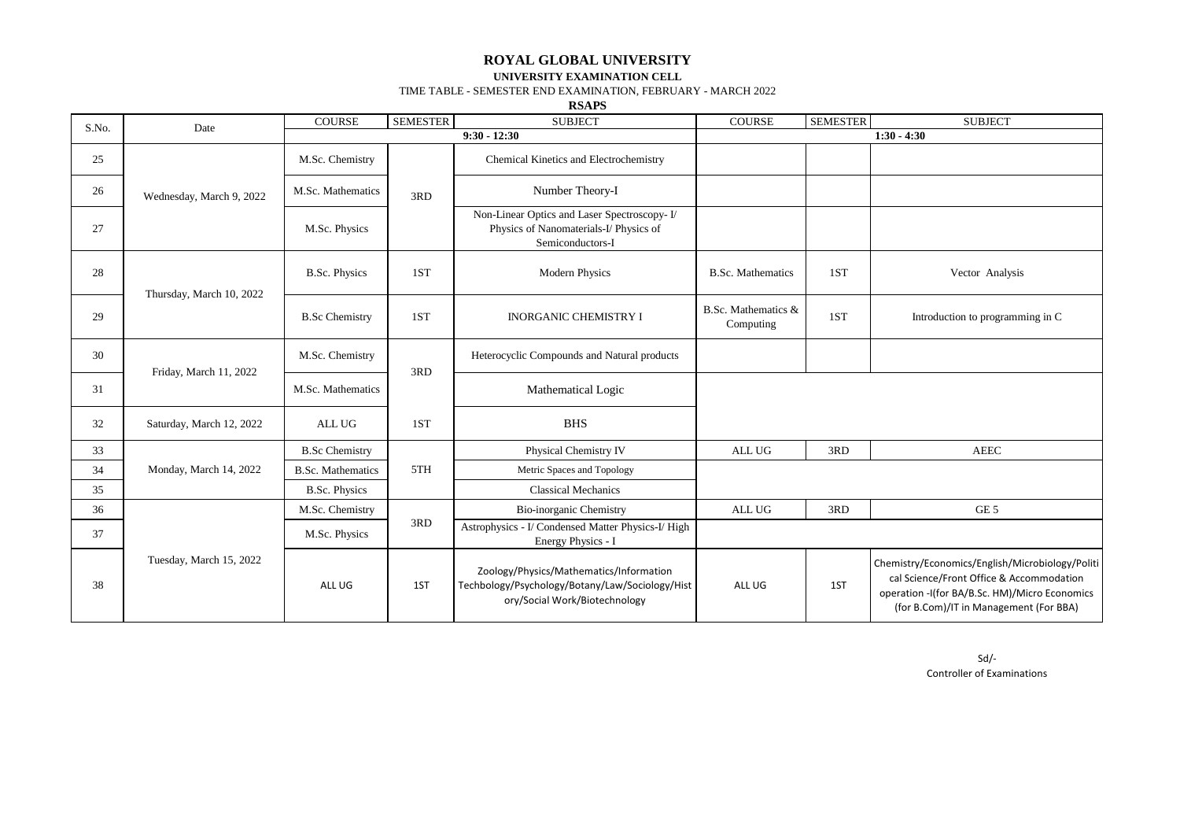# ROYAL GLOBAL UNIVERSITY

**UNIVERSITY EXAMINATION CELL**

TIME TABLE - SEMESTER END EXAMINATION, FEBRUARY - MARCH 2022

**RSAPS**

| S.No. | Date | COURSE | SEMESTER | SUBJECT | COURSE | SEMESTER | SUBJECT |
|---|---|---|---|---|---|---|---|
| | | **9:30 - 12:30** | | | **1:30 - 4:30** | | |
| 25 | Wednesday, March 9, 2022 | M.Sc. Chemistry | 3RD | Chemical Kinetics and Electrochemistry | | | |
| 26 | | M.Sc. Mathematics | | Number Theory-I | | | |
| 27 | | M.Sc. Physics | | Non-Linear Optics and Laser Spectroscopy- I/ Physics of Nanomaterials-I/ Physics of Semiconductors-I | | | |
| 28 | Thursday, March 10, 2022 | B.Sc. Physics | 1ST | Modern Physics | B.Sc. Mathematics | 1ST | Vector Analysis |
| 29 | | B.Sc Chemistry | 1ST | INORGANIC CHEMISTRY I | B.Sc. Mathematics & Computing | 1ST | Introduction to programming in C |
| 30 | Friday, March 11, 2022 | M.Sc. Chemistry | 3RD | Heterocyclic Compounds and Natural products | | | |
| 31 | | M.Sc. Mathematics | | Mathematical Logic | | | |
| 32 | Saturday, March 12, 2022 | ALL UG | 1ST | BHS | | | |
| 33 | Monday, March 14, 2022 | B.Sc Chemistry | 5TH | Physical Chemistry IV | ALL UG | 3RD | AEEC |
| 34 | | B.Sc. Mathematics | | Metric Spaces and Topology | | | |
| 35 | | B.Sc. Physics | | Classical Mechanics | | | |
| 36 | Tuesday, March 15, 2022 | M.Sc. Chemistry | 3RD | Bio-inorganic Chemistry | ALL UG | 3RD | GE 5 |
| 37 | | M.Sc. Physics | | Astrophysics - I/ Condensed Matter Physics-I/ High Energy Physics - I | | | |
| 38 | | ALL UG | 1ST | Zoology/Physics/Mathematics/Information Techbology/Psychology/Botany/Law/Sociology/History/Social Work/Biotechnology | ALL UG | 1ST | Chemistry/Economics/English/Microbiology/Political Science/Front Office & Accommodation operation -I(for BA/B.Sc. HM)/Micro Economics (for B.Com)/IT in Management (For BBA) |

Sd/-
Controller of Examinations